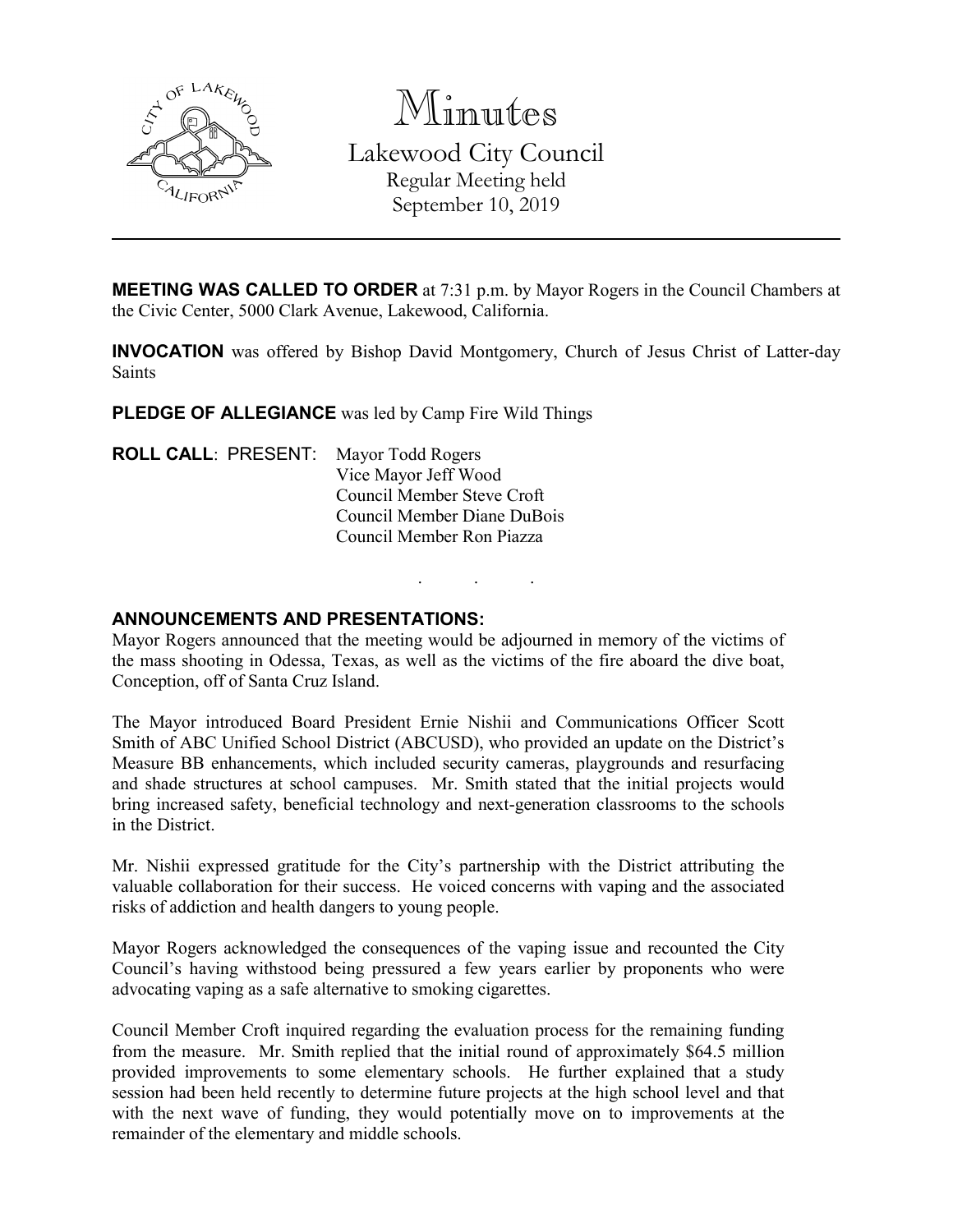# Minutes

## Lakewood City Council

Regular Meeting held
September 10, 2019

---

**MEETING WAS CALLED TO ORDER** at 7:31 p.m. by Mayor Rogers in the Council Chambers at the Civic Center, 5000 Clark Avenue, Lakewood, California.

**INVOCATION** was offered by Bishop David Montgomery, Church of Jesus Christ of Latter-day Saints

**PLEDGE OF ALLEGIANCE** was led by Camp Fire Wild Things

**ROLL CALL**: PRESENT: Mayor Todd Rogers
Vice Mayor Jeff Wood
Council Member Steve Croft
Council Member Diane DuBois
Council Member Ron Piazza

. . .

**ANNOUNCEMENTS AND PRESENTATIONS:**

Mayor Rogers announced that the meeting would be adjourned in memory of the victims of the mass shooting in Odessa, Texas, as well as the victims of the fire aboard the dive boat, Conception, off of Santa Cruz Island.

The Mayor introduced Board President Ernie Nishii and Communications Officer Scott Smith of ABC Unified School District (ABCUSD), who provided an update on the District's Measure BB enhancements, which included security cameras, playgrounds and resurfacing and shade structures at school campuses. Mr. Smith stated that the initial projects would bring increased safety, beneficial technology and next-generation classrooms to the schools in the District.

Mr. Nishii expressed gratitude for the City's partnership with the District attributing the valuable collaboration for their success. He voiced concerns with vaping and the associated risks of addiction and health dangers to young people.

Mayor Rogers acknowledged the consequences of the vaping issue and recounted the City Council's having withstood being pressured a few years earlier by proponents who were advocating vaping as a safe alternative to smoking cigarettes.

Council Member Croft inquired regarding the evaluation process for the remaining funding from the measure. Mr. Smith replied that the initial round of approximately $64.5 million provided improvements to some elementary schools. He further explained that a study session had been held recently to determine future projects at the high school level and that with the next wave of funding, they would potentially move on to improvements at the remainder of the elementary and middle schools.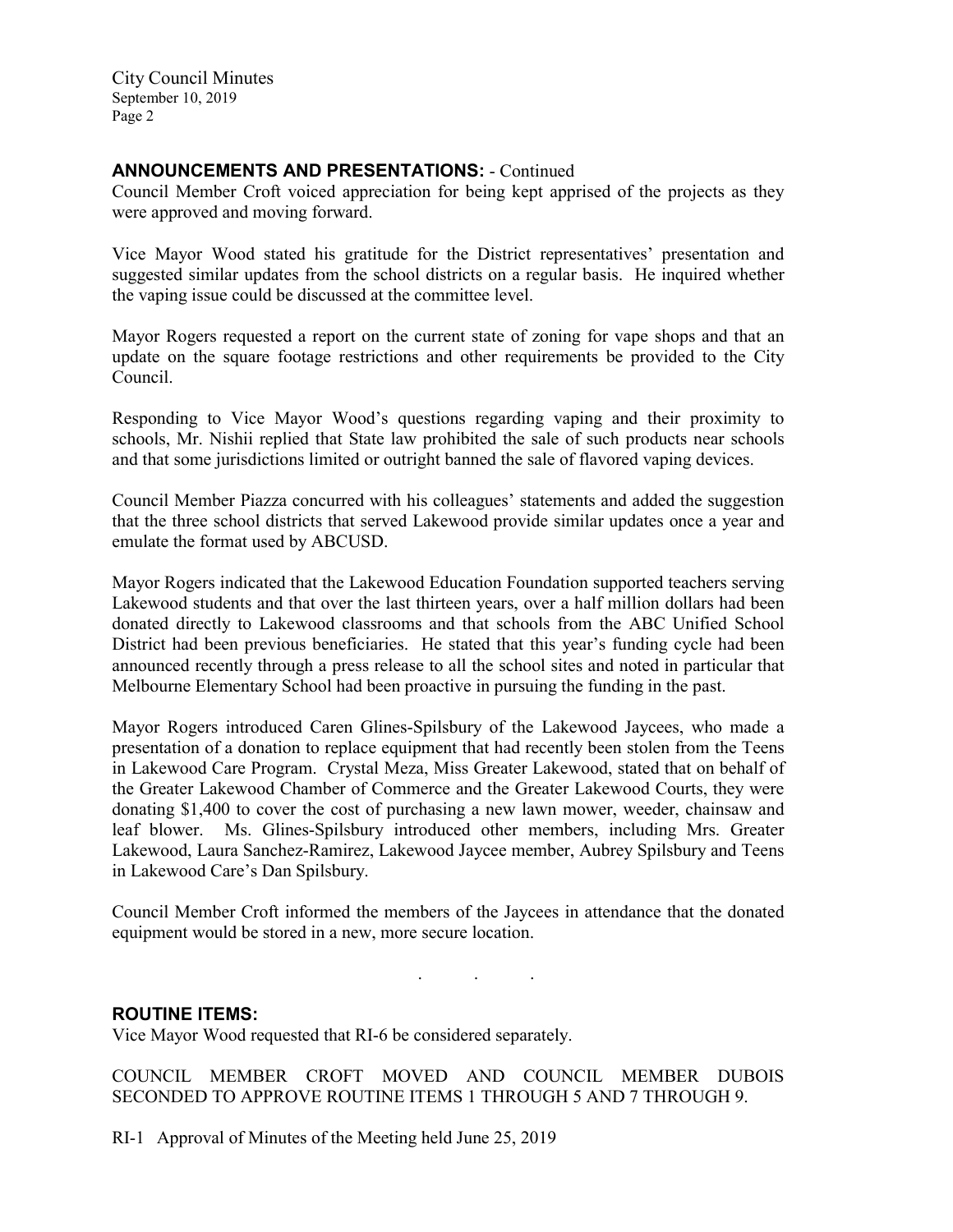## ANNOUNCEMENTS AND PRESENTATIONS: - Continued

Council Member Croft voiced appreciation for being kept apprised of the projects as they were approved and moving forward.

Vice Mayor Wood stated his gratitude for the District representatives' presentation and suggested similar updates from the school districts on a regular basis. He inquired whether the vaping issue could be discussed at the committee level.

Mayor Rogers requested a report on the current state of zoning for vape shops and that an update on the square footage restrictions and other requirements be provided to the City Council.

Responding to Vice Mayor Wood's questions regarding vaping and their proximity to schools, Mr. Nishii replied that State law prohibited the sale of such products near schools and that some jurisdictions limited or outright banned the sale of flavored vaping devices.

Council Member Piazza concurred with his colleagues' statements and added the suggestion that the three school districts that served Lakewood provide similar updates once a year and emulate the format used by ABCUSD.

Mayor Rogers indicated that the Lakewood Education Foundation supported teachers serving Lakewood students and that over the last thirteen years, over a half million dollars had been donated directly to Lakewood classrooms and that schools from the ABC Unified School District had been previous beneficiaries. He stated that this year's funding cycle had been announced recently through a press release to all the school sites and noted in particular that Melbourne Elementary School had been proactive in pursuing the funding in the past.

Mayor Rogers introduced Caren Glines-Spilsbury of the Lakewood Jaycees, who made a presentation of a donation to replace equipment that had recently been stolen from the Teens in Lakewood Care Program. Crystal Meza, Miss Greater Lakewood, stated that on behalf of the Greater Lakewood Chamber of Commerce and the Greater Lakewood Courts, they were donating $1,400 to cover the cost of purchasing a new lawn mower, weeder, chainsaw and leaf blower. Ms. Glines-Spilsbury introduced other members, including Mrs. Greater Lakewood, Laura Sanchez-Ramirez, Lakewood Jaycee member, Aubrey Spilsbury and Teens in Lakewood Care's Dan Spilsbury.

Council Member Croft informed the members of the Jaycees in attendance that the donated equipment would be stored in a new, more secure location.

. . .

## ROUTINE ITEMS:

Vice Mayor Wood requested that RI-6 be considered separately.

COUNCIL MEMBER CROFT MOVED AND COUNCIL MEMBER DUBOIS SECONDED TO APPROVE ROUTINE ITEMS 1 THROUGH 5 AND 7 THROUGH 9.

RI-1 Approval of Minutes of the Meeting held June 25, 2019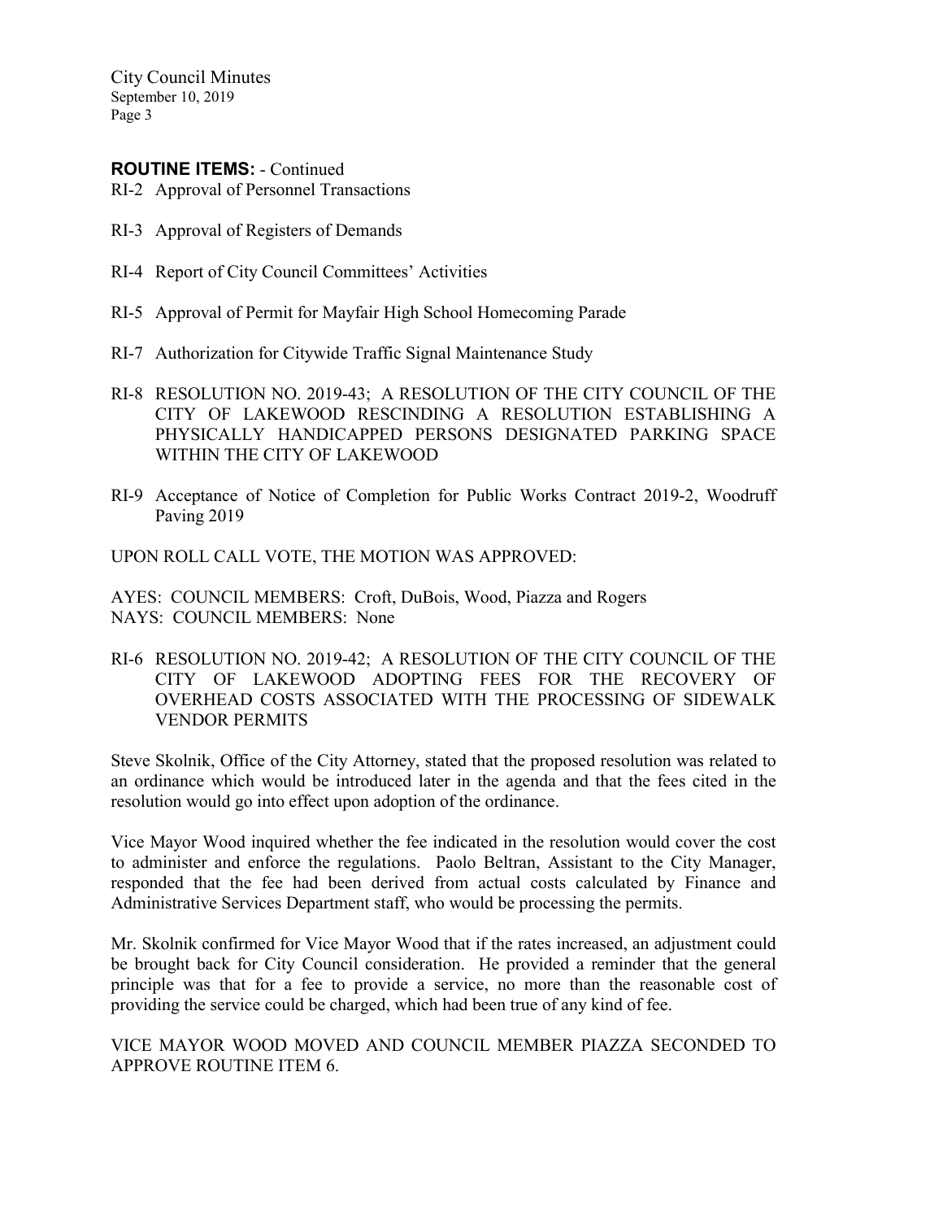**ROUTINE ITEMS:** - Continued

RI-2 Approval of Personnel Transactions

RI-3 Approval of Registers of Demands

RI-4 Report of City Council Committees' Activities

RI-5 Approval of Permit for Mayfair High School Homecoming Parade

RI-7 Authorization for Citywide Traffic Signal Maintenance Study

RI-8 RESOLUTION NO. 2019-43; A RESOLUTION OF THE CITY COUNCIL OF THE CITY OF LAKEWOOD RESCINDING A RESOLUTION ESTABLISHING A PHYSICALLY HANDICAPPED PERSONS DESIGNATED PARKING SPACE WITHIN THE CITY OF LAKEWOOD

RI-9 Acceptance of Notice of Completion for Public Works Contract 2019-2, Woodruff Paving 2019

UPON ROLL CALL VOTE, THE MOTION WAS APPROVED:

AYES: COUNCIL MEMBERS: Croft, DuBois, Wood, Piazza and Rogers
NAYS: COUNCIL MEMBERS: None

RI-6 RESOLUTION NO. 2019-42; A RESOLUTION OF THE CITY COUNCIL OF THE CITY OF LAKEWOOD ADOPTING FEES FOR THE RECOVERY OF OVERHEAD COSTS ASSOCIATED WITH THE PROCESSING OF SIDEWALK VENDOR PERMITS

Steve Skolnik, Office of the City Attorney, stated that the proposed resolution was related to an ordinance which would be introduced later in the agenda and that the fees cited in the resolution would go into effect upon adoption of the ordinance.

Vice Mayor Wood inquired whether the fee indicated in the resolution would cover the cost to administer and enforce the regulations. Paolo Beltran, Assistant to the City Manager, responded that the fee had been derived from actual costs calculated by Finance and Administrative Services Department staff, who would be processing the permits.

Mr. Skolnik confirmed for Vice Mayor Wood that if the rates increased, an adjustment could be brought back for City Council consideration. He provided a reminder that the general principle was that for a fee to provide a service, no more than the reasonable cost of providing the service could be charged, which had been true of any kind of fee.

VICE MAYOR WOOD MOVED AND COUNCIL MEMBER PIAZZA SECONDED TO APPROVE ROUTINE ITEM 6.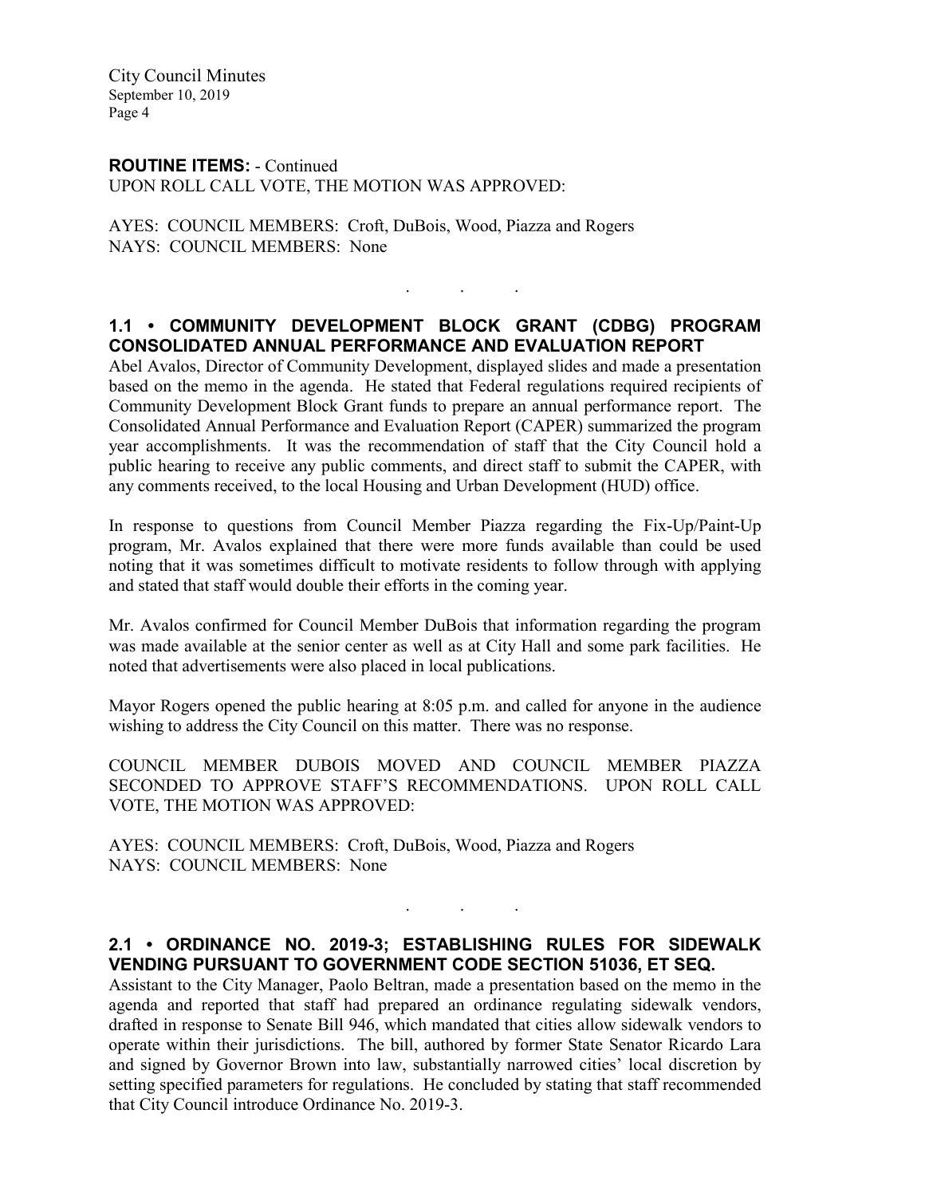**ROUTINE ITEMS:** - Continued
UPON ROLL CALL VOTE, THE MOTION WAS APPROVED:

AYES: COUNCIL MEMBERS: Croft, DuBois, Wood, Piazza and Rogers
NAYS: COUNCIL MEMBERS: None

. . .

## 1.1 • COMMUNITY DEVELOPMENT BLOCK GRANT (CDBG) PROGRAM CONSOLIDATED ANNUAL PERFORMANCE AND EVALUATION REPORT

Abel Avalos, Director of Community Development, displayed slides and made a presentation based on the memo in the agenda. He stated that Federal regulations required recipients of Community Development Block Grant funds to prepare an annual performance report. The Consolidated Annual Performance and Evaluation Report (CAPER) summarized the program year accomplishments. It was the recommendation of staff that the City Council hold a public hearing to receive any public comments, and direct staff to submit the CAPER, with any comments received, to the local Housing and Urban Development (HUD) office.

In response to questions from Council Member Piazza regarding the Fix-Up/Paint-Up program, Mr. Avalos explained that there were more funds available than could be used noting that it was sometimes difficult to motivate residents to follow through with applying and stated that staff would double their efforts in the coming year.

Mr. Avalos confirmed for Council Member DuBois that information regarding the program was made available at the senior center as well as at City Hall and some park facilities. He noted that advertisements were also placed in local publications.

Mayor Rogers opened the public hearing at 8:05 p.m. and called for anyone in the audience wishing to address the City Council on this matter. There was no response.

COUNCIL MEMBER DUBOIS MOVED AND COUNCIL MEMBER PIAZZA SECONDED TO APPROVE STAFF'S RECOMMENDATIONS. UPON ROLL CALL VOTE, THE MOTION WAS APPROVED:

AYES: COUNCIL MEMBERS: Croft, DuBois, Wood, Piazza and Rogers
NAYS: COUNCIL MEMBERS: None

. . .

## 2.1 • ORDINANCE NO. 2019-3; ESTABLISHING RULES FOR SIDEWALK VENDING PURSUANT TO GOVERNMENT CODE SECTION 51036, ET SEQ.

Assistant to the City Manager, Paolo Beltran, made a presentation based on the memo in the agenda and reported that staff had prepared an ordinance regulating sidewalk vendors, drafted in response to Senate Bill 946, which mandated that cities allow sidewalk vendors to operate within their jurisdictions. The bill, authored by former State Senator Ricardo Lara and signed by Governor Brown into law, substantially narrowed cities' local discretion by setting specified parameters for regulations. He concluded by stating that staff recommended that City Council introduce Ordinance No. 2019-3.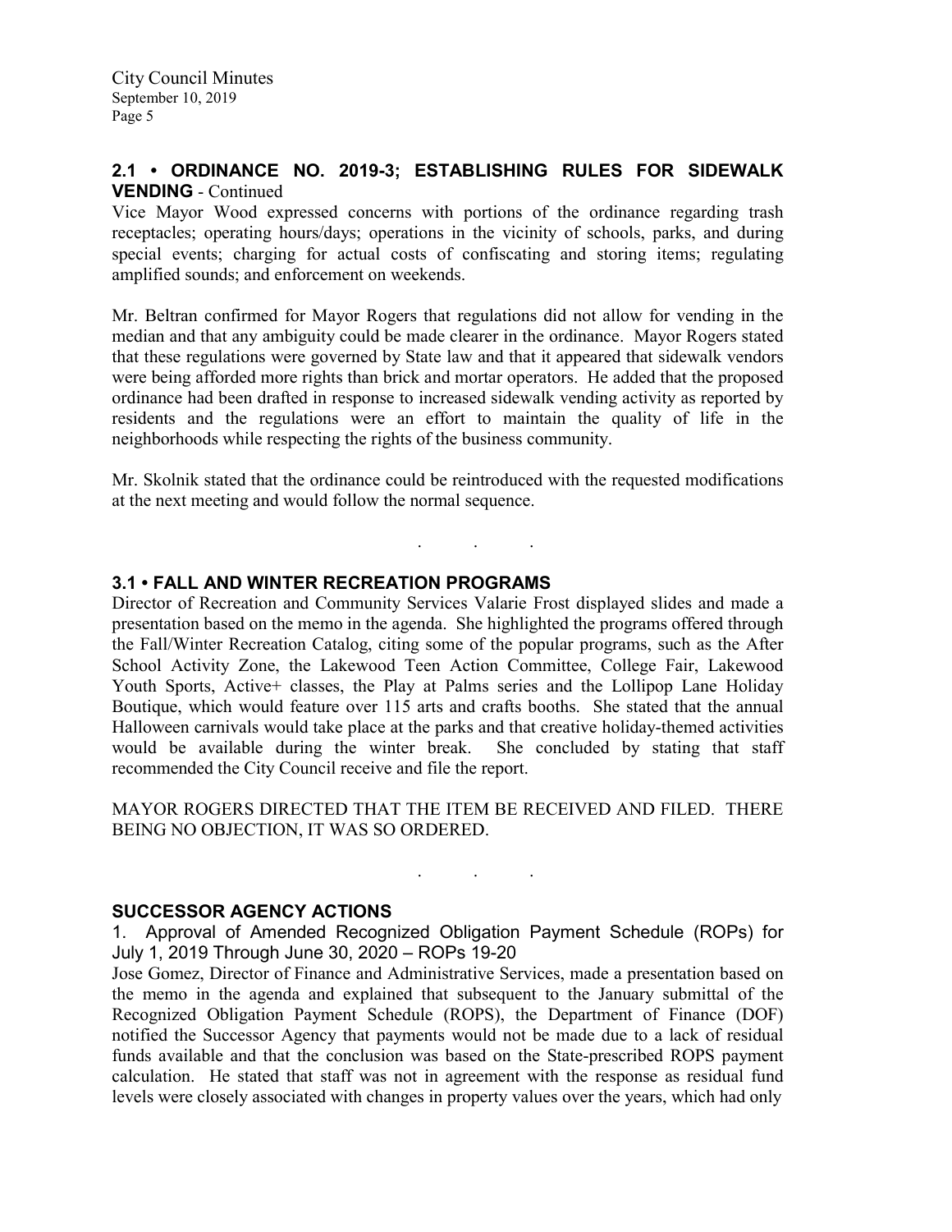## 2.1 • ORDINANCE NO. 2019-3; ESTABLISHING RULES FOR SIDEWALK VENDING - Continued

Vice Mayor Wood expressed concerns with portions of the ordinance regarding trash receptacles; operating hours/days; operations in the vicinity of schools, parks, and during special events; charging for actual costs of confiscating and storing items; regulating amplified sounds; and enforcement on weekends.

Mr. Beltran confirmed for Mayor Rogers that regulations did not allow for vending in the median and that any ambiguity could be made clearer in the ordinance. Mayor Rogers stated that these regulations were governed by State law and that it appeared that sidewalk vendors were being afforded more rights than brick and mortar operators. He added that the proposed ordinance had been drafted in response to increased sidewalk vending activity as reported by residents and the regulations were an effort to maintain the quality of life in the neighborhoods while respecting the rights of the business community.

Mr. Skolnik stated that the ordinance could be reintroduced with the requested modifications at the next meeting and would follow the normal sequence.

. . .

## 3.1 • FALL AND WINTER RECREATION PROGRAMS

Director of Recreation and Community Services Valarie Frost displayed slides and made a presentation based on the memo in the agenda. She highlighted the programs offered through the Fall/Winter Recreation Catalog, citing some of the popular programs, such as the After School Activity Zone, the Lakewood Teen Action Committee, College Fair, Lakewood Youth Sports, Active+ classes, the Play at Palms series and the Lollipop Lane Holiday Boutique, which would feature over 115 arts and crafts booths. She stated that the annual Halloween carnivals would take place at the parks and that creative holiday-themed activities would be available during the winter break. She concluded by stating that staff recommended the City Council receive and file the report.

MAYOR ROGERS DIRECTED THAT THE ITEM BE RECEIVED AND FILED. THERE BEING NO OBJECTION, IT WAS SO ORDERED.

. . .

## SUCCESSOR AGENCY ACTIONS

1. Approval of Amended Recognized Obligation Payment Schedule (ROPs) for July 1, 2019 Through June 30, 2020 – ROPs 19-20

Jose Gomez, Director of Finance and Administrative Services, made a presentation based on the memo in the agenda and explained that subsequent to the January submittal of the Recognized Obligation Payment Schedule (ROPS), the Department of Finance (DOF) notified the Successor Agency that payments would not be made due to a lack of residual funds available and that the conclusion was based on the State-prescribed ROPS payment calculation. He stated that staff was not in agreement with the response as residual fund levels were closely associated with changes in property values over the years, which had only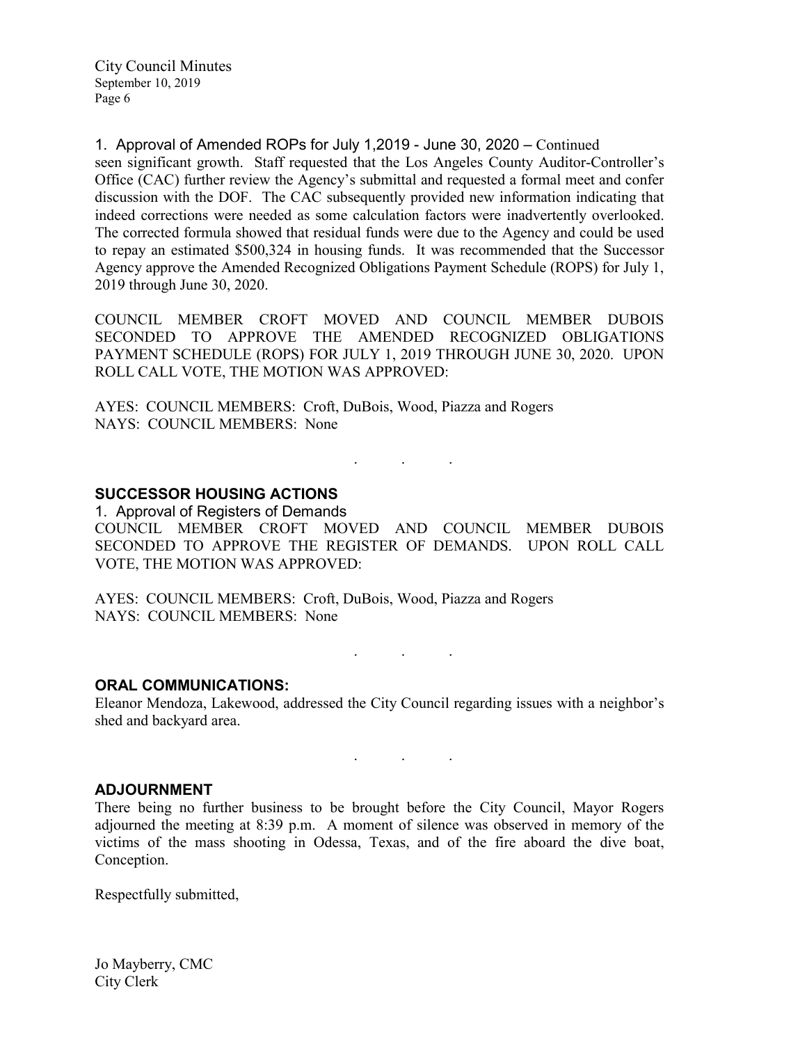1. Approval of Amended ROPs for July 1,2019 - June 30, 2020 – Continued
seen significant growth. Staff requested that the Los Angeles County Auditor-Controller's Office (CAC) further review the Agency's submittal and requested a formal meet and confer discussion with the DOF. The CAC subsequently provided new information indicating that indeed corrections were needed as some calculation factors were inadvertently overlooked. The corrected formula showed that residual funds were due to the Agency and could be used to repay an estimated $500,324 in housing funds. It was recommended that the Successor Agency approve the Amended Recognized Obligations Payment Schedule (ROPS) for July 1, 2019 through June 30, 2020.

COUNCIL MEMBER CROFT MOVED AND COUNCIL MEMBER DUBOIS SECONDED TO APPROVE THE AMENDED RECOGNIZED OBLIGATIONS PAYMENT SCHEDULE (ROPS) FOR JULY 1, 2019 THROUGH JUNE 30, 2020. UPON ROLL CALL VOTE, THE MOTION WAS APPROVED:

AYES: COUNCIL MEMBERS: Croft, DuBois, Wood, Piazza and Rogers
NAYS: COUNCIL MEMBERS: None

. . .

### SUCCESSOR HOUSING ACTIONS

1. Approval of Registers of Demands
COUNCIL MEMBER CROFT MOVED AND COUNCIL MEMBER DUBOIS SECONDED TO APPROVE THE REGISTER OF DEMANDS. UPON ROLL CALL VOTE, THE MOTION WAS APPROVED:

AYES: COUNCIL MEMBERS: Croft, DuBois, Wood, Piazza and Rogers
NAYS: COUNCIL MEMBERS: None

. . .

### ORAL COMMUNICATIONS:

Eleanor Mendoza, Lakewood, addressed the City Council regarding issues with a neighbor's shed and backyard area.

. . .

### ADJOURNMENT

There being no further business to be brought before the City Council, Mayor Rogers adjourned the meeting at 8:39 p.m. A moment of silence was observed in memory of the victims of the mass shooting in Odessa, Texas, and of the fire aboard the dive boat, Conception.

Respectfully submitted,

Jo Mayberry, CMC
City Clerk